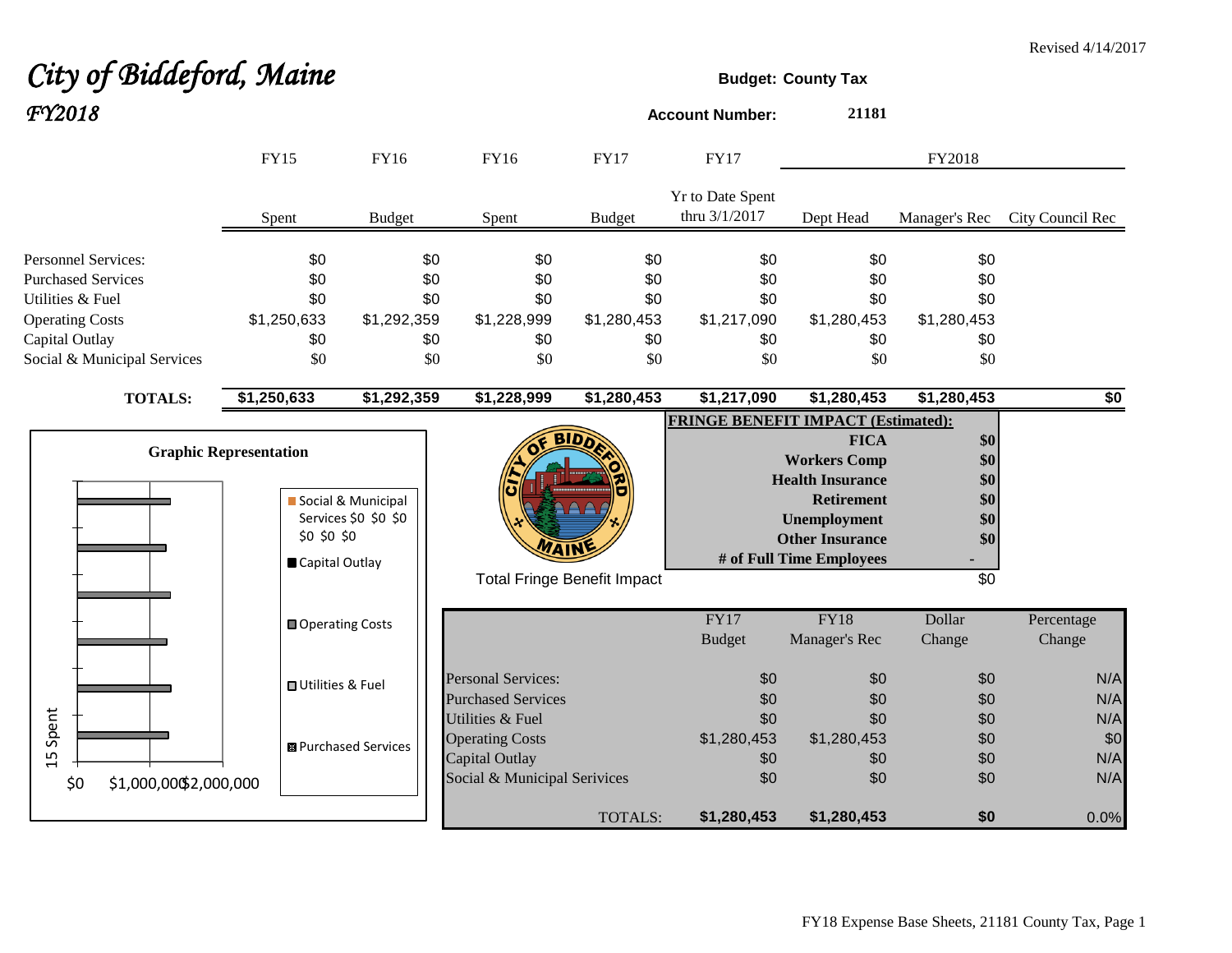Revised 4/14/2017

# City of Biddeford, Maine

## FY2018

**Budget: County Tax**

**Account Number:** 21181

| | FY15 Spent | FY16 Budget | FY16 Spent | FY17 Budget | FY17 Yr to Date Spent thru 3/1/2017 | FY2018 Dept Head | FY2018 Manager's Rec | FY2018 City Council Rec |
|---|---|---|---|---|---|---|---|---|
| Personnel Services: | $0 | $0 | $0 | $0 | $0 | $0 | $0 | |
| Purchased Services | $0 | $0 | $0 | $0 | $0 | $0 | $0 | |
| Utilities & Fuel | $0 | $0 | $0 | $0 | $0 | $0 | $0 | |
| Operating Costs | $1,250,633 | $1,292,359 | $1,228,999 | $1,280,453 | $1,217,090 | $1,280,453 | $1,280,453 | |
| Capital Outlay | $0 | $0 | $0 | $0 | $0 | $0 | $0 | |
| Social & Municipal Services | $0 | $0 | $0 | $0 | $0 | $0 | $0 | |
| **TOTALS:** | **$1,250,633** | **$1,292,359** | **$1,228,999** | **$1,280,453** | **$1,217,090** | **$1,280,453** | **$1,280,453** | **$0** |

**FRINGE BENEFIT IMPACT (Estimated):**

| | |
|---|---|
| **FICA** | **$0** |
| **Workers Comp** | **$0** |
| **Health Insurance** | **$0** |
| **Retirement** | **$0** |
| **Unemployment** | **$0** |
| **Other Insurance** | **$0** |
| **# of Full Time Employees** | - |
| Total Fringe Benefit Impact | $0 |

**Graphic Representation**

| | FY17 Budget | FY18 Manager's Rec | Dollar Change | Percentage Change |
|---|---|---|---|---|
| Personal Services: | $0 | $0 | $0 | N/A |
| Purchased Services | $0 | $0 | $0 | N/A |
| Utilities & Fuel | $0 | $0 | $0 | N/A |
| Operating Costs | $1,280,453 | $1,280,453 | $0 | $0 |
| Capital Outlay | $0 | $0 | $0 | N/A |
| Social & Municipal Serivices | $0 | $0 | $0 | N/A |
| TOTALS: | **$1,280,453** | **$1,280,453** | **$0** | 0.0% |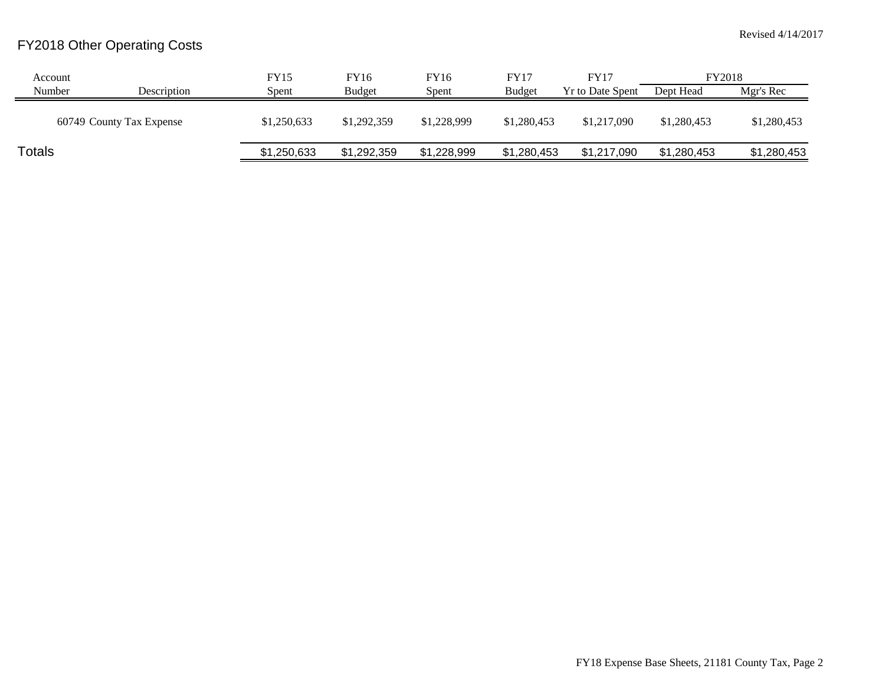Revised 4/14/2017

# FY2018 Other Operating Costs

| Account Number | Description | FY15 Spent | FY16 Budget | FY16 Spent | FY17 Budget | FY17 Yr to Date Spent | FY2018 Dept Head | FY2018 Mgr's Rec |
|---|---|---|---|---|---|---|---|---|
| 60749 | County Tax Expense | $1,250,633 | $1,292,359 | $1,228,999 | $1,280,453 | $1,217,090 | $1,280,453 | $1,280,453 |
| **Totals** | | $1,250,633 | $1,292,359 | $1,228,999 | $1,280,453 | $1,217,090 | $1,280,453 | $1,280,453 |

FY18 Expense Base Sheets, 21181 County Tax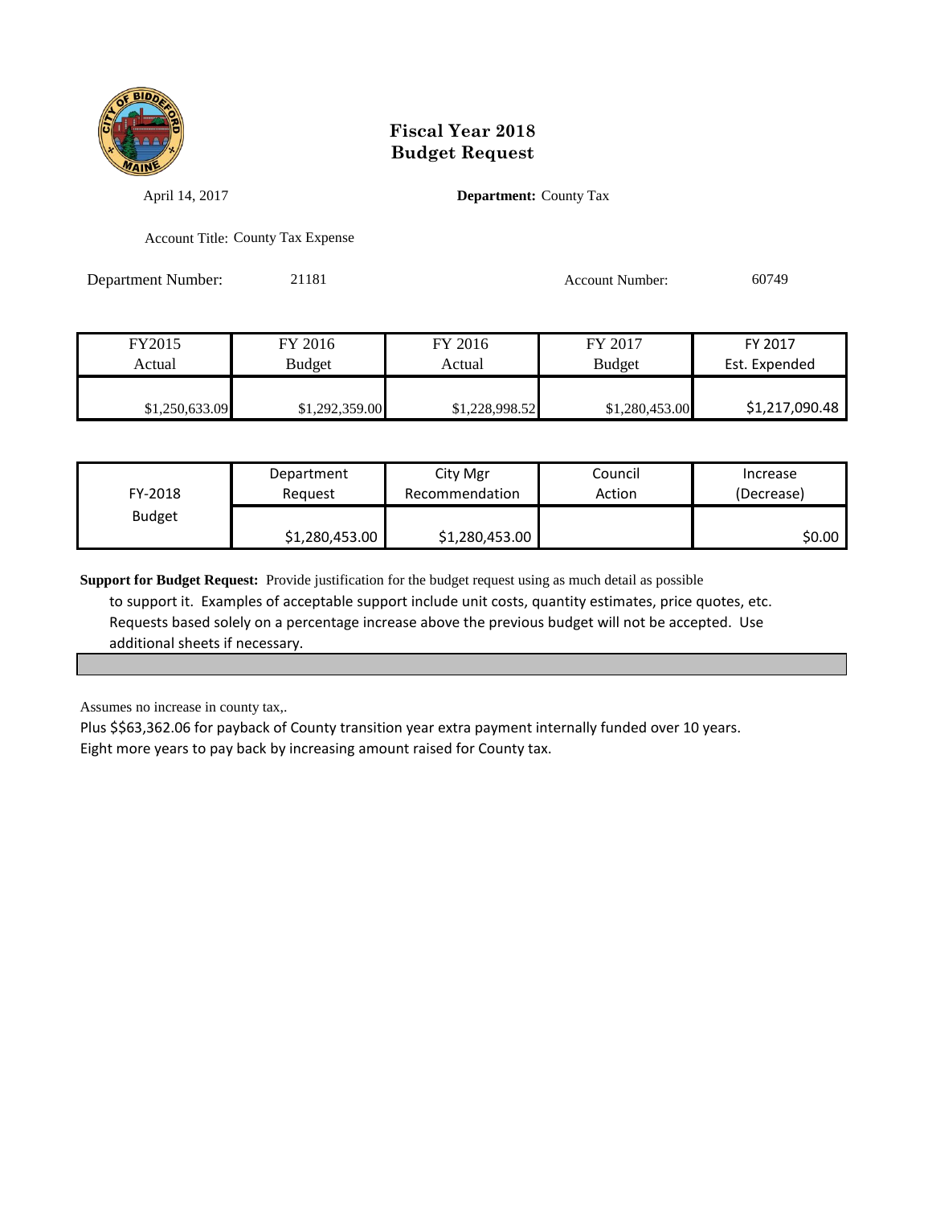# Fiscal Year 2018
# Budget Request

April 14, 2017

**Department:** County Tax

Account Title: County Tax Expense

Department Number: 21181

Account Number: 60749

| FY2015 Actual | FY 2016 Budget | FY 2016 Actual | FY 2017 Budget | FY 2017 Est. Expended |
|---|---|---|---|---|
| $1,250,633.09 | $1,292,359.00 | $1,228,998.52 | $1,280,453.00 | $1,217,090.48 |

| FY-2018 Budget | Department Request | City Mgr Recommendation | Council Action | Increase (Decrease) |
|---|---|---|---|---|
| | $1,280,453.00 | $1,280,453.00 | | $0.00 |

**Support for Budget Request:** Provide justification for the budget request using as much detail as possible to support it. Examples of acceptable support include unit costs, quantity estimates, price quotes, etc. Requests based solely on a percentage increase above the previous budget will not be accepted. Use additional sheets if necessary.

Assumes no increase in county tax,.

Plus $$63,362.06 for payback of County transition year extra payment internally funded over 10 years.

Eight more years to pay back by increasing amount raised for County tax.